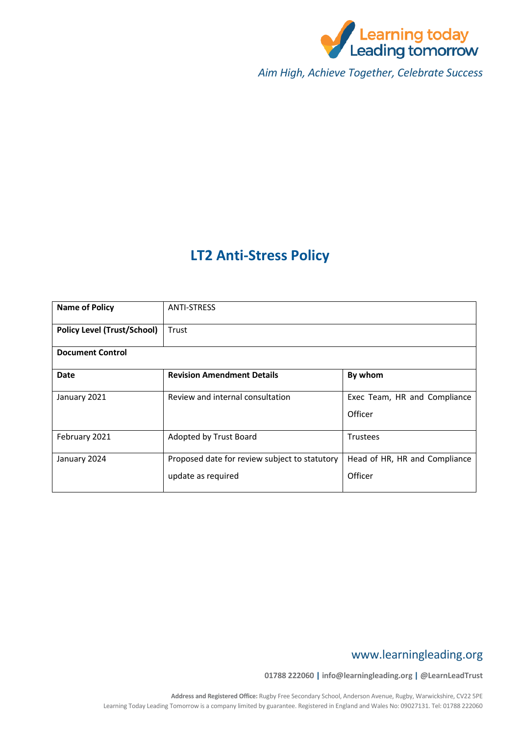Learning today Leading tomorrow

*Aim High, Achieve Together, Celebrate Success*

# LT2 Anti-Stress Policy

| **Name of Policy** | ANTI-STRESS | |
|---|---|---|
| **Policy Level (Trust/School)** | Trust | |
| **Document Control** | | |
| **Date** | **Revision Amendment Details** | **By whom** |
| January 2021 | Review and internal consultation | Exec Team, HR and Compliance Officer |
| February 2021 | Adopted by Trust Board | Trustees |
| January 2024 | Proposed date for review subject to statutory update as required | Head of HR, HR and Compliance Officer |

www.learningleading.org

**01788 222060 | info@learningleading.org | @LearnLeadTrust**

**Address and Registered Office:** Rugby Free Secondary School, Anderson Avenue, Rugby, Warwickshire, CV22 5PE
Learning Today Leading Tomorrow is a company limited by guarantee. Registered in England and Wales No: 09027131. Tel: 01788 222060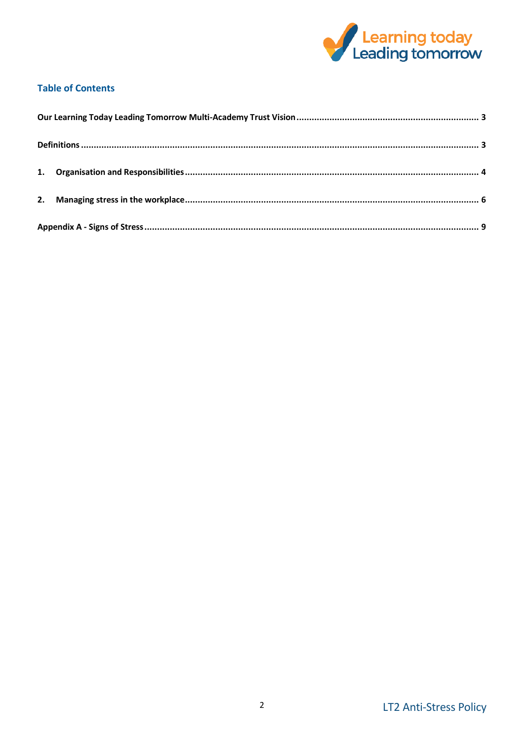## Table of Contents

**Our Learning Today Leading Tomorrow Multi-Academy Trust Vision** ........ 3

**Definitions** ........ 3

**1. Organisation and Responsibilities** ........ 4

**2. Managing stress in the workplace** ........ 6

**Appendix A - Signs of Stress** ........ 9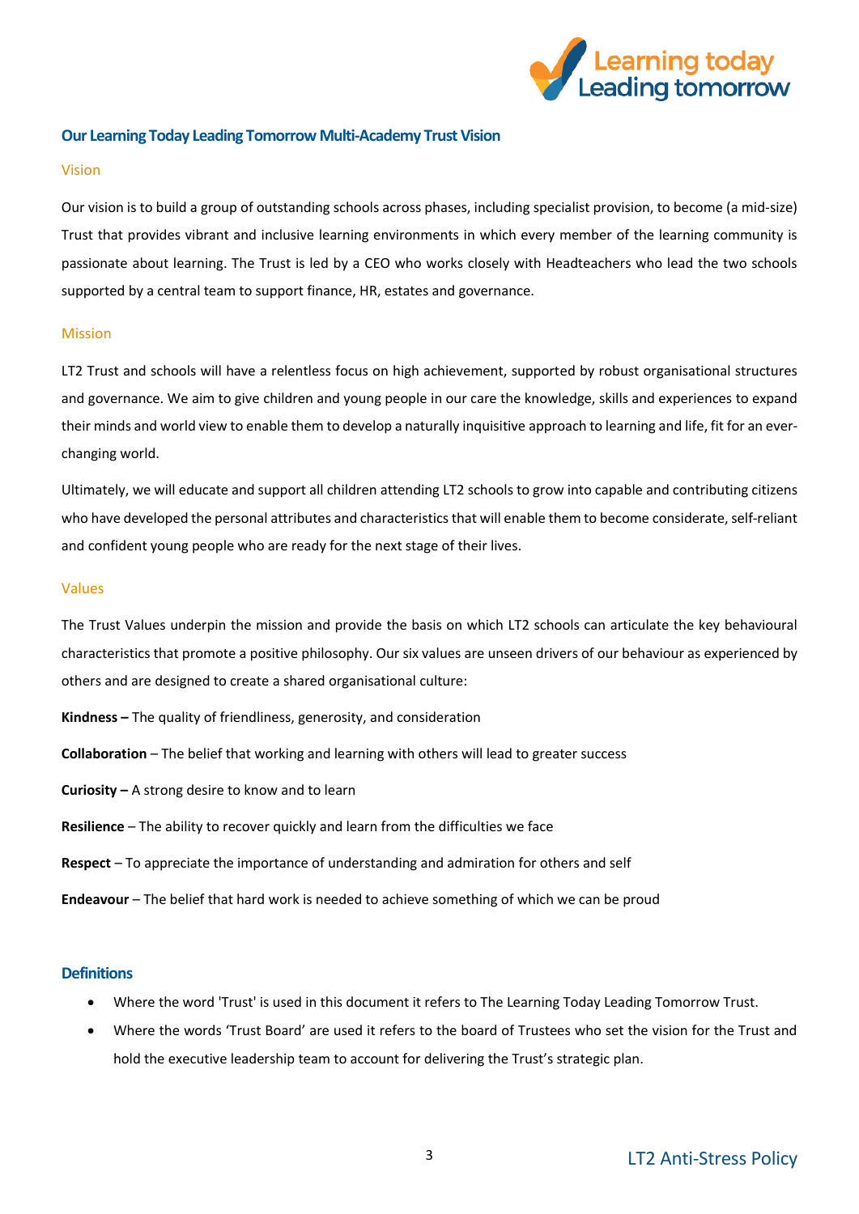## Our Learning Today Leading Tomorrow Multi-Academy Trust Vision

### Vision

Our vision is to build a group of outstanding schools across phases, including specialist provision, to become (a mid-size) Trust that provides vibrant and inclusive learning environments in which every member of the learning community is passionate about learning. The Trust is led by a CEO who works closely with Headteachers who lead the two schools supported by a central team to support finance, HR, estates and governance.

### Mission

LT2 Trust and schools will have a relentless focus on high achievement, supported by robust organisational structures and governance. We aim to give children and young people in our care the knowledge, skills and experiences to expand their minds and world view to enable them to develop a naturally inquisitive approach to learning and life, fit for an ever-changing world.

Ultimately, we will educate and support all children attending LT2 schools to grow into capable and contributing citizens who have developed the personal attributes and characteristics that will enable them to become considerate, self-reliant and confident young people who are ready for the next stage of their lives.

### Values

The Trust Values underpin the mission and provide the basis on which LT2 schools can articulate the key behavioural characteristics that promote a positive philosophy. Our six values are unseen drivers of our behaviour as experienced by others and are designed to create a shared organisational culture:

**Kindness –** The quality of friendliness, generosity, and consideration

**Collaboration** – The belief that working and learning with others will lead to greater success

**Curiosity –** A strong desire to know and to learn

**Resilience** – The ability to recover quickly and learn from the difficulties we face

**Respect** – To appreciate the importance of understanding and admiration for others and self

**Endeavour** – The belief that hard work is needed to achieve something of which we can be proud

## Definitions

- Where the word 'Trust' is used in this document it refers to The Learning Today Leading Tomorrow Trust.
- Where the words 'Trust Board' are used it refers to the board of Trustees who set the vision for the Trust and hold the executive leadership team to account for delivering the Trust's strategic plan.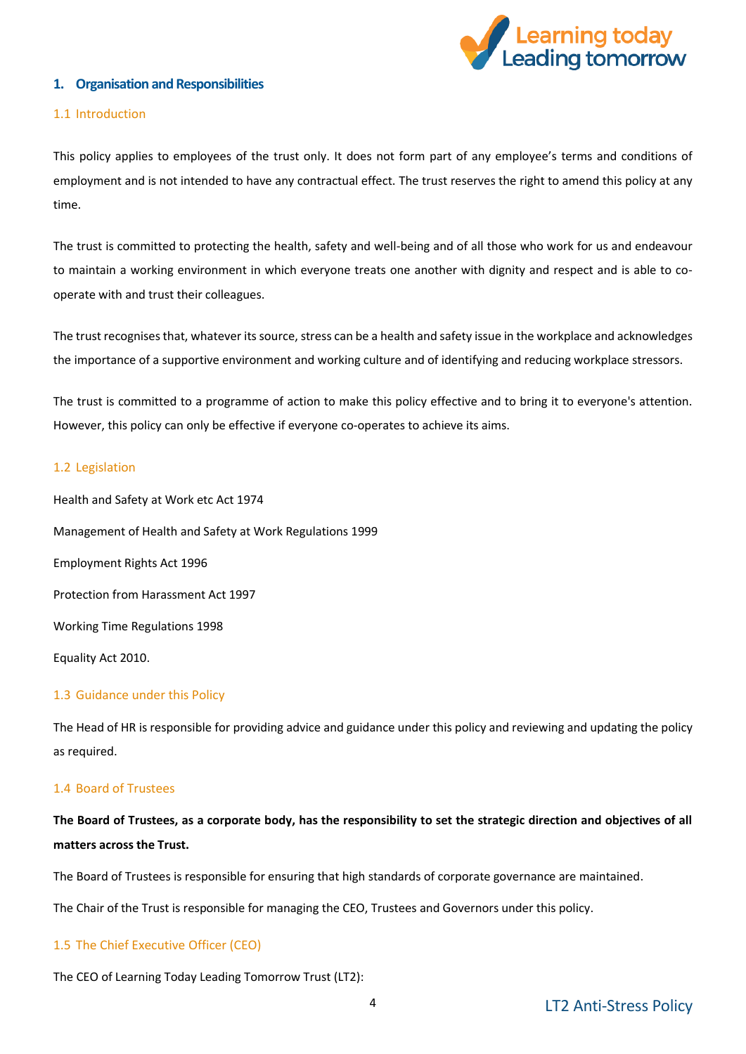## 1. Organisation and Responsibilities

### 1.1 Introduction

This policy applies to employees of the trust only. It does not form part of any employee's terms and conditions of employment and is not intended to have any contractual effect. The trust reserves the right to amend this policy at any time.

The trust is committed to protecting the health, safety and well-being and of all those who work for us and endeavour to maintain a working environment in which everyone treats one another with dignity and respect and is able to co-operate with and trust their colleagues.

The trust recognises that, whatever its source, stress can be a health and safety issue in the workplace and acknowledges the importance of a supportive environment and working culture and of identifying and reducing workplace stressors.

The trust is committed to a programme of action to make this policy effective and to bring it to everyone's attention. However, this policy can only be effective if everyone co-operates to achieve its aims.

### 1.2 Legislation

Health and Safety at Work etc Act 1974

Management of Health and Safety at Work Regulations 1999

Employment Rights Act 1996

Protection from Harassment Act 1997

Working Time Regulations 1998

Equality Act 2010.

### 1.3 Guidance under this Policy

The Head of HR is responsible for providing advice and guidance under this policy and reviewing and updating the policy as required.

### 1.4 Board of Trustees

**The Board of Trustees, as a corporate body, has the responsibility to set the strategic direction and objectives of all matters across the Trust.**

The Board of Trustees is responsible for ensuring that high standards of corporate governance are maintained.

The Chair of the Trust is responsible for managing the CEO, Trustees and Governors under this policy.

### 1.5 The Chief Executive Officer (CEO)

The CEO of Learning Today Leading Tomorrow Trust (LT2):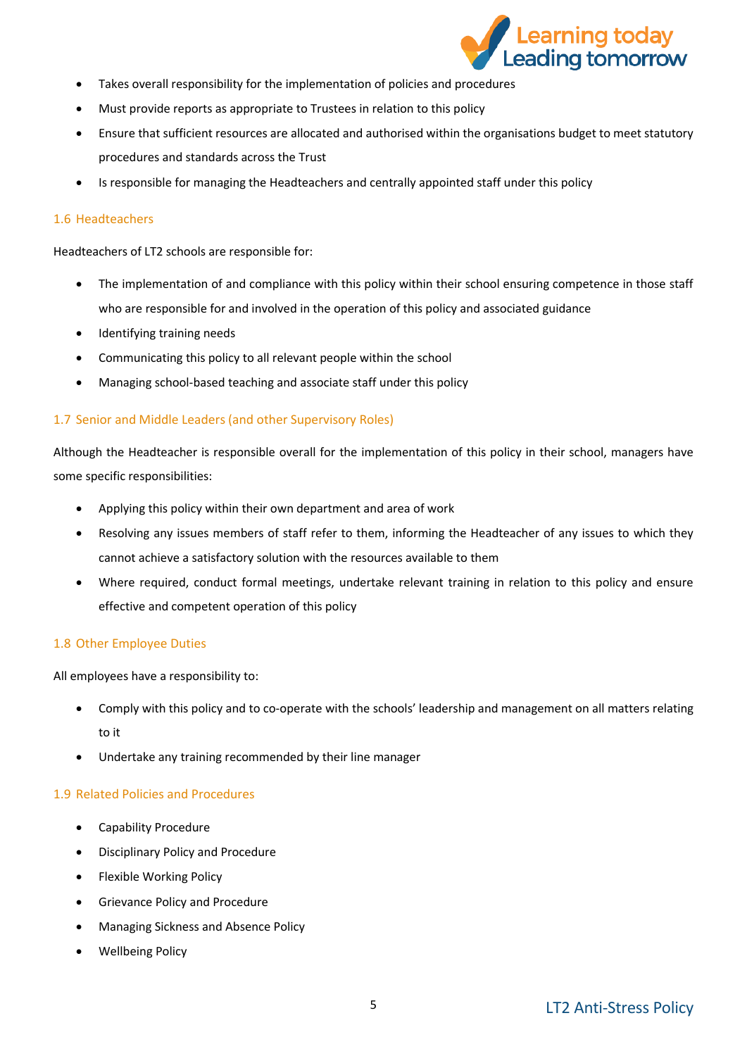- Takes overall responsibility for the implementation of policies and procedures
- Must provide reports as appropriate to Trustees in relation to this policy
- Ensure that sufficient resources are allocated and authorised within the organisations budget to meet statutory procedures and standards across the Trust
- Is responsible for managing the Headteachers and centrally appointed staff under this policy

### 1.6 Headteachers

Headteachers of LT2 schools are responsible for:

- The implementation of and compliance with this policy within their school ensuring competence in those staff who are responsible for and involved in the operation of this policy and associated guidance
- Identifying training needs
- Communicating this policy to all relevant people within the school
- Managing school-based teaching and associate staff under this policy

### 1.7 Senior and Middle Leaders (and other Supervisory Roles)

Although the Headteacher is responsible overall for the implementation of this policy in their school, managers have some specific responsibilities:

- Applying this policy within their own department and area of work
- Resolving any issues members of staff refer to them, informing the Headteacher of any issues to which they cannot achieve a satisfactory solution with the resources available to them
- Where required, conduct formal meetings, undertake relevant training in relation to this policy and ensure effective and competent operation of this policy

### 1.8 Other Employee Duties

All employees have a responsibility to:

- Comply with this policy and to co-operate with the schools' leadership and management on all matters relating to it
- Undertake any training recommended by their line manager

### 1.9 Related Policies and Procedures

- Capability Procedure
- Disciplinary Policy and Procedure
- Flexible Working Policy
- Grievance Policy and Procedure
- Managing Sickness and Absence Policy
- Wellbeing Policy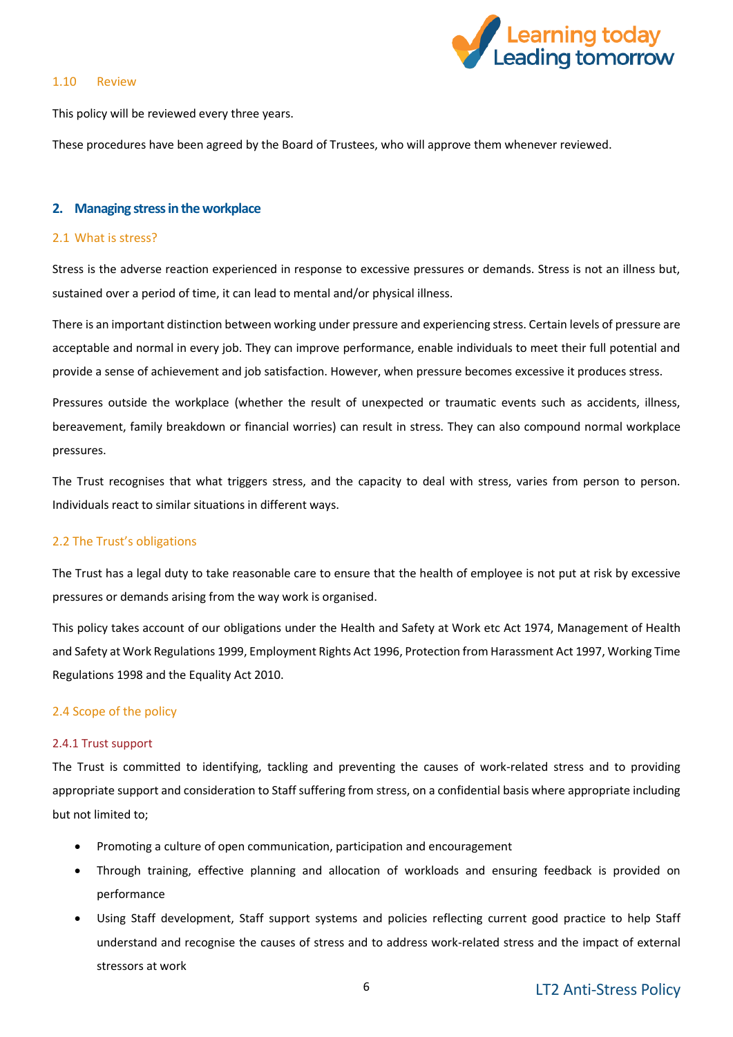### 1.10 Review

This policy will be reviewed every three years.

These procedures have been agreed by the Board of Trustees, who will approve them whenever reviewed.

## 2. Managing stress in the workplace

### 2.1 What is stress?

Stress is the adverse reaction experienced in response to excessive pressures or demands. Stress is not an illness but, sustained over a period of time, it can lead to mental and/or physical illness.

There is an important distinction between working under pressure and experiencing stress. Certain levels of pressure are acceptable and normal in every job. They can improve performance, enable individuals to meet their full potential and provide a sense of achievement and job satisfaction. However, when pressure becomes excessive it produces stress.

Pressures outside the workplace (whether the result of unexpected or traumatic events such as accidents, illness, bereavement, family breakdown or financial worries) can result in stress. They can also compound normal workplace pressures.

The Trust recognises that what triggers stress, and the capacity to deal with stress, varies from person to person. Individuals react to similar situations in different ways.

### 2.2 The Trust's obligations

The Trust has a legal duty to take reasonable care to ensure that the health of employee is not put at risk by excessive pressures or demands arising from the way work is organised.

This policy takes account of our obligations under the Health and Safety at Work etc Act 1974, Management of Health and Safety at Work Regulations 1999, Employment Rights Act 1996, Protection from Harassment Act 1997, Working Time Regulations 1998 and the Equality Act 2010.

### 2.4 Scope of the policy

#### 2.4.1 Trust support

The Trust is committed to identifying, tackling and preventing the causes of work-related stress and to providing appropriate support and consideration to Staff suffering from stress, on a confidential basis where appropriate including but not limited to;

- Promoting a culture of open communication, participation and encouragement
- Through training, effective planning and allocation of workloads and ensuring feedback is provided on performance
- Using Staff development, Staff support systems and policies reflecting current good practice to help Staff understand and recognise the causes of stress and to address work-related stress and the impact of external stressors at work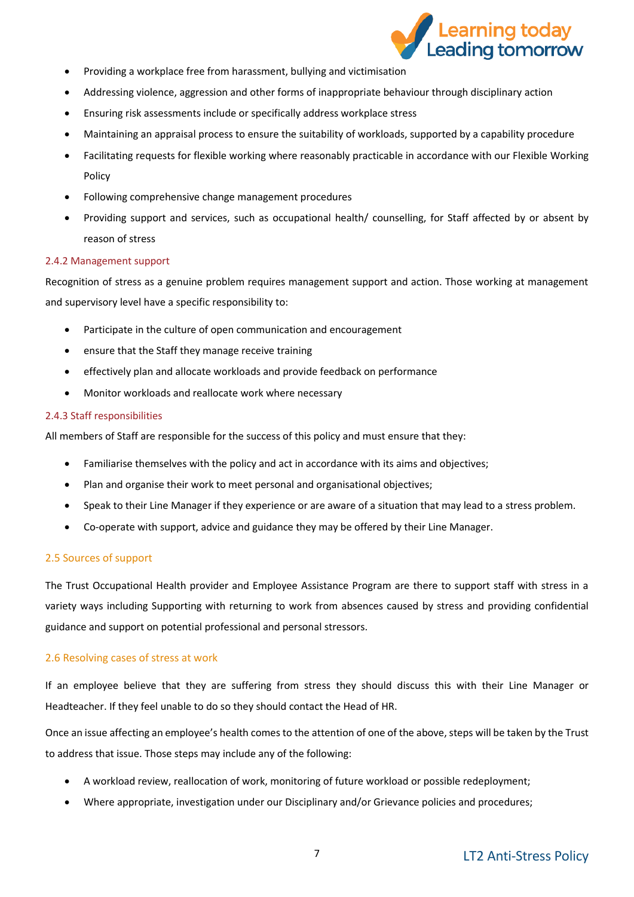- Providing a workplace free from harassment, bullying and victimisation
- Addressing violence, aggression and other forms of inappropriate behaviour through disciplinary action
- Ensuring risk assessments include or specifically address workplace stress
- Maintaining an appraisal process to ensure the suitability of workloads, supported by a capability procedure
- Facilitating requests for flexible working where reasonably practicable in accordance with our Flexible Working Policy
- Following comprehensive change management procedures
- Providing support and services, such as occupational health/ counselling, for Staff affected by or absent by reason of stress

#### 2.4.2 Management support

Recognition of stress as a genuine problem requires management support and action. Those working at management and supervisory level have a specific responsibility to:

- Participate in the culture of open communication and encouragement
- ensure that the Staff they manage receive training
- effectively plan and allocate workloads and provide feedback on performance
- Monitor workloads and reallocate work where necessary

#### 2.4.3 Staff responsibilities

All members of Staff are responsible for the success of this policy and must ensure that they:

- Familiarise themselves with the policy and act in accordance with its aims and objectives;
- Plan and organise their work to meet personal and organisational objectives;
- Speak to their Line Manager if they experience or are aware of a situation that may lead to a stress problem.
- Co-operate with support, advice and guidance they may be offered by their Line Manager.

### 2.5 Sources of support

The Trust Occupational Health provider and Employee Assistance Program are there to support staff with stress in a variety ways including Supporting with returning to work from absences caused by stress and providing confidential guidance and support on potential professional and personal stressors.

### 2.6 Resolving cases of stress at work

If an employee believe that they are suffering from stress they should discuss this with their Line Manager or Headteacher. If they feel unable to do so they should contact the Head of HR.

Once an issue affecting an employee's health comes to the attention of one of the above, steps will be taken by the Trust to address that issue. Those steps may include any of the following:

- A workload review, reallocation of work, monitoring of future workload or possible redeployment;
- Where appropriate, investigation under our Disciplinary and/or Grievance policies and procedures;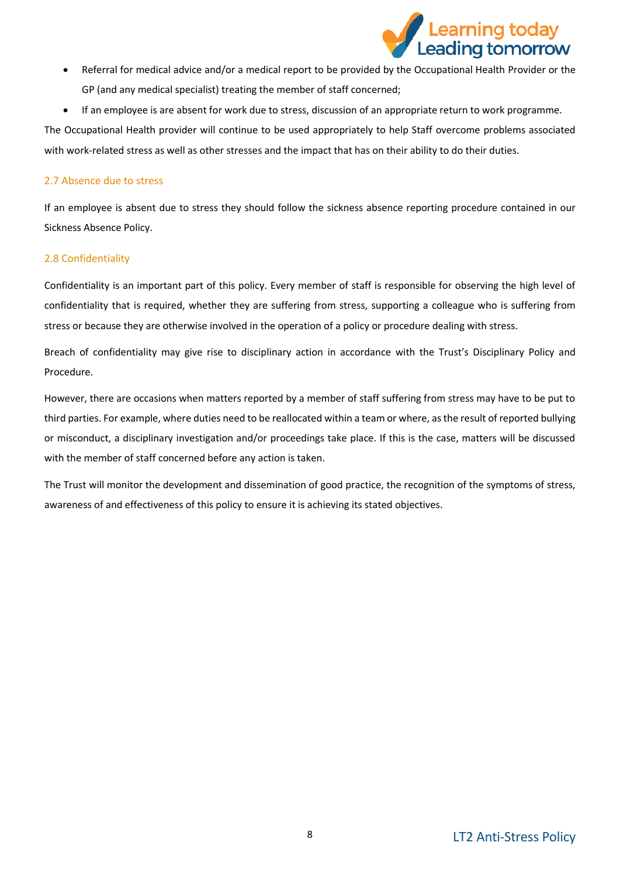- Referral for medical advice and/or a medical report to be provided by the Occupational Health Provider or the GP (and any medical specialist) treating the member of staff concerned;
- If an employee is are absent for work due to stress, discussion of an appropriate return to work programme.

The Occupational Health provider will continue to be used appropriately to help Staff overcome problems associated with work-related stress as well as other stresses and the impact that has on their ability to do their duties.

### 2.7 Absence due to stress

If an employee is absent due to stress they should follow the sickness absence reporting procedure contained in our Sickness Absence Policy.

### 2.8 Confidentiality

Confidentiality is an important part of this policy. Every member of staff is responsible for observing the high level of confidentiality that is required, whether they are suffering from stress, supporting a colleague who is suffering from stress or because they are otherwise involved in the operation of a policy or procedure dealing with stress.

Breach of confidentiality may give rise to disciplinary action in accordance with the Trust's Disciplinary Policy and Procedure.

However, there are occasions when matters reported by a member of staff suffering from stress may have to be put to third parties. For example, where duties need to be reallocated within a team or where, as the result of reported bullying or misconduct, a disciplinary investigation and/or proceedings take place. If this is the case, matters will be discussed with the member of staff concerned before any action is taken.

The Trust will monitor the development and dissemination of good practice, the recognition of the symptoms of stress, awareness of and effectiveness of this policy to ensure it is achieving its stated objectives.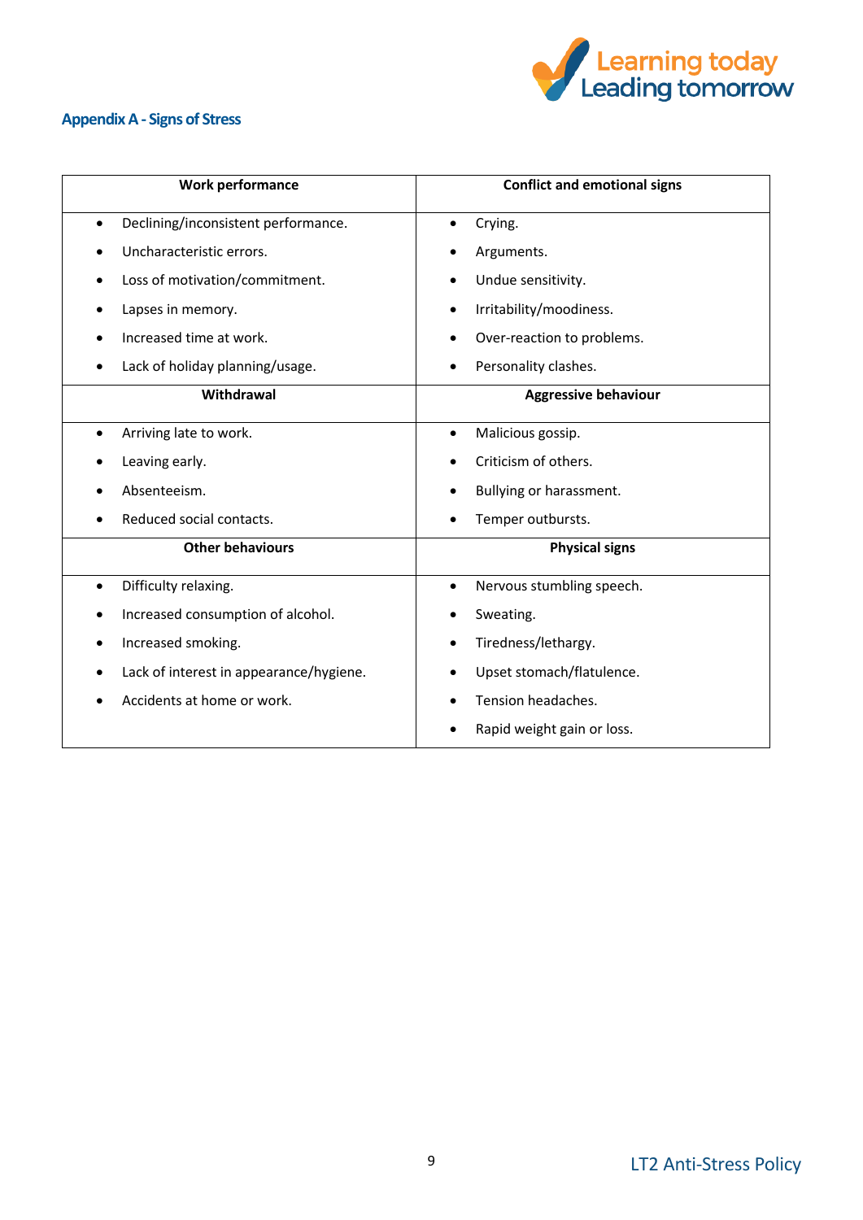## Appendix A - Signs of Stress

| Work performance | Conflict and emotional signs |
|---|---|
| • Declining/inconsistent performance.<br>• Uncharacteristic errors.<br>• Loss of motivation/commitment.<br>• Lapses in memory.<br>• Increased time at work.<br>• Lack of holiday planning/usage. | • Crying.<br>• Arguments.<br>• Undue sensitivity.<br>• Irritability/moodiness.<br>• Over-reaction to problems.<br>• Personality clashes. |
| **Withdrawal** | **Aggressive behaviour** |
| • Arriving late to work.<br>• Leaving early.<br>• Absenteeism.<br>• Reduced social contacts. | • Malicious gossip.<br>• Criticism of others.<br>• Bullying or harassment.<br>• Temper outbursts. |
| **Other behaviours** | **Physical signs** |
| • Difficulty relaxing.<br>• Increased consumption of alcohol.<br>• Increased smoking.<br>• Lack of interest in appearance/hygiene.<br>• Accidents at home or work. | • Nervous stumbling speech.<br>• Sweating.<br>• Tiredness/lethargy.<br>• Upset stomach/flatulence.<br>• Tension headaches.<br>• Rapid weight gain or loss. |